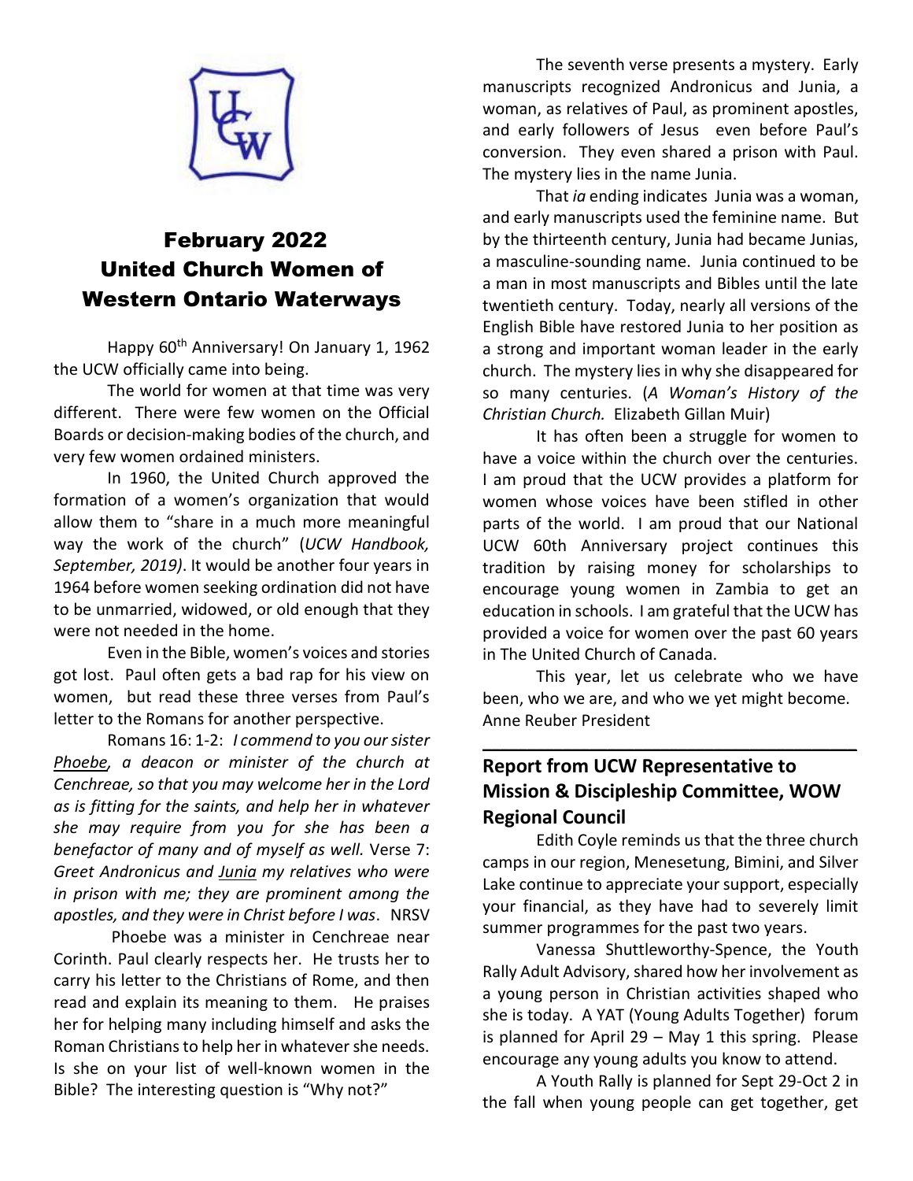# February 2022 United Church Women of Western Ontario Waterways

Happy 60th Anniversary! On January 1, 1962 the UCW officially came into being.

The world for women at that time was very different. There were few women on the Official Boards or decision-making bodies of the church, and very few women ordained ministers.

In 1960, the United Church approved the formation of a women's organization that would allow them to "share in a much more meaningful way the work of the church" (*UCW Handbook, September, 2019)*. It would be another four years in 1964 before women seeking ordination did not have to be unmarried, widowed, or old enough that they were not needed in the home.

Even in the Bible, women's voices and stories got lost. Paul often gets a bad rap for his view on women, but read these three verses from Paul's letter to the Romans for another perspective.

Romans 16: 1-2: *I commend to you our sister Phoebe, a deacon or minister of the church at Cenchreae, so that you may welcome her in the Lord as is fitting for the saints, and help her in whatever she may require from you for she has been a benefactor of many and of myself as well.* Verse 7: *Greet Andronicus and Junia my relatives who were in prison with me; they are prominent among the apostles, and they were in Christ before I was*. NRSV

Phoebe was a minister in Cenchreae near Corinth. Paul clearly respects her. He trusts her to carry his letter to the Christians of Rome, and then read and explain its meaning to them. He praises her for helping many including himself and asks the Roman Christians to help her in whatever she needs. Is she on your list of well-known women in the Bible? The interesting question is "Why not?"

The seventh verse presents a mystery. Early manuscripts recognized Andronicus and Junia, a woman, as relatives of Paul, as prominent apostles, and early followers of Jesus even before Paul's conversion. They even shared a prison with Paul. The mystery lies in the name Junia.

That *ia* ending indicates Junia was a woman, and early manuscripts used the feminine name. But by the thirteenth century, Junia had became Junias, a masculine-sounding name. Junia continued to be a man in most manuscripts and Bibles until the late twentieth century. Today, nearly all versions of the English Bible have restored Junia to her position as a strong and important woman leader in the early church. The mystery lies in why she disappeared for so many centuries. (*A Woman's History of the Christian Church.* Elizabeth Gillan Muir)

It has often been a struggle for women to have a voice within the church over the centuries. I am proud that the UCW provides a platform for women whose voices have been stifled in other parts of the world. I am proud that our National UCW 60th Anniversary project continues this tradition by raising money for scholarships to encourage young women in Zambia to get an education in schools. I am grateful that the UCW has provided a voice for women over the past 60 years in The United Church of Canada.

This year, let us celebrate who we have been, who we are, and who we yet might become.
Anne Reuber President

---

## Report from UCW Representative to Mission & Discipleship Committee, WOW Regional Council

Edith Coyle reminds us that the three church camps in our region, Menesetung, Bimini, and Silver Lake continue to appreciate your support, especially your financial, as they have had to severely limit summer programmes for the past two years.

Vanessa Shuttleworthy-Spence, the Youth Rally Adult Advisory, shared how her involvement as a young person in Christian activities shaped who she is today. A YAT (Young Adults Together) forum is planned for April 29 – May 1 this spring. Please encourage any young adults you know to attend.

A Youth Rally is planned for Sept 29-Oct 2 in the fall when young people can get together, get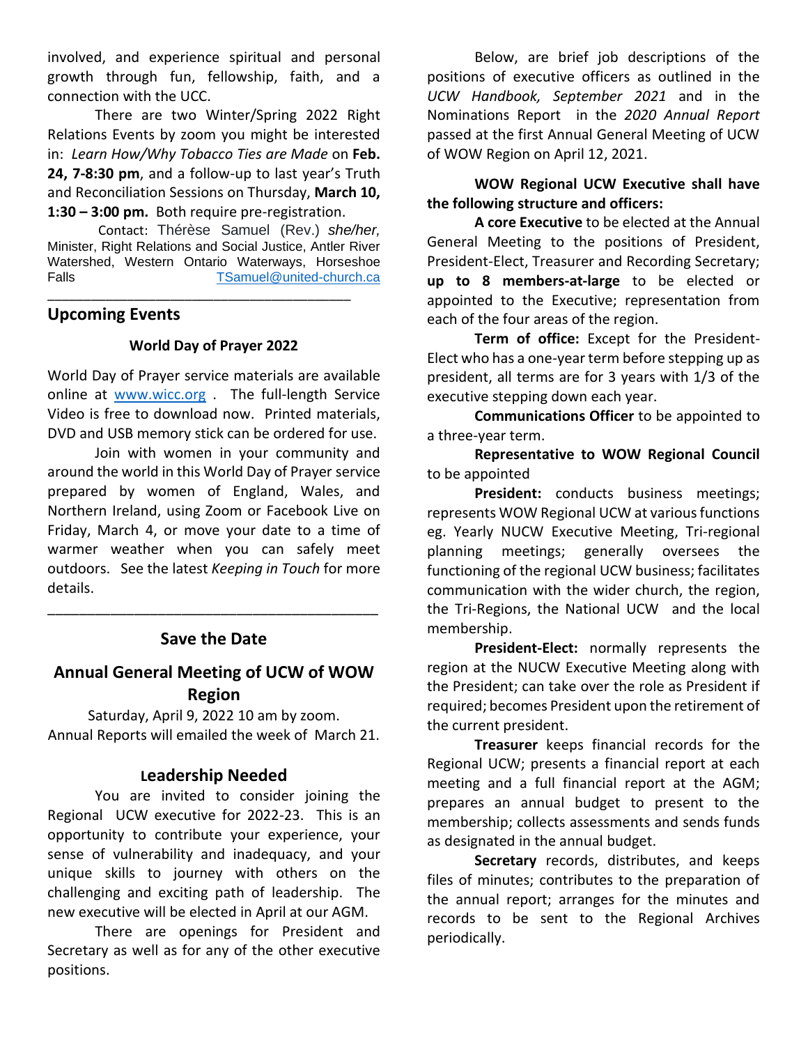involved, and experience spiritual and personal growth through fun, fellowship, faith, and a connection with the UCC.

There are two Winter/Spring 2022 Right Relations Events by zoom you might be interested in: *Learn How/Why Tobacco Ties are Made* on **Feb. 24, 7-8:30 pm**, and a follow-up to last year's Truth and Reconciliation Sessions on Thursday, **March 10, 1:30 – 3:00 pm.** Both require pre-registration.

Contact: Thérèse Samuel (Rev.) *she/her*, Minister, Right Relations and Social Justice, Antler River Watershed, Western Ontario Waterways, Horseshoe Falls TSamuel@united-church.ca

---

## Upcoming Events

### World Day of Prayer 2022

World Day of Prayer service materials are available online at www.wicc.org . The full-length Service Video is free to download now. Printed materials, DVD and USB memory stick can be ordered for use.

Join with women in your community and around the world in this World Day of Prayer service prepared by women of England, Wales, and Northern Ireland, using Zoom or Facebook Live on Friday, March 4, or move your date to a time of warmer weather when you can safely meet outdoors. See the latest *Keeping in Touch* for more details.

---

## Save the Date

## Annual General Meeting of UCW of WOW Region

Saturday, April 9, 2022 10 am by zoom.
Annual Reports will emailed the week of March 21.

### Leadership Needed

You are invited to consider joining the Regional UCW executive for 2022-23. This is an opportunity to contribute your experience, your sense of vulnerability and inadequacy, and your unique skills to journey with others on the challenging and exciting path of leadership. The new executive will be elected in April at our AGM.

There are openings for President and Secretary as well as for any of the other executive positions.

Below, are brief job descriptions of the positions of executive officers as outlined in the *UCW Handbook, September 2021* and in the Nominations Report in the *2020 Annual Report* passed at the first Annual General Meeting of UCW of WOW Region on April 12, 2021.

**WOW Regional UCW Executive shall have the following structure and officers:**

**A core Executive** to be elected at the Annual General Meeting to the positions of President, President-Elect, Treasurer and Recording Secretary; **up to 8 members-at-large** to be elected or appointed to the Executive; representation from each of the four areas of the region.

**Term of office:** Except for the President-Elect who has a one-year term before stepping up as president, all terms are for 3 years with 1/3 of the executive stepping down each year.

**Communications Officer** to be appointed to a three-year term.

**Representative to WOW Regional Council** to be appointed

**President:** conducts business meetings; represents WOW Regional UCW at various functions eg. Yearly NUCW Executive Meeting, Tri-regional planning meetings; generally oversees the functioning of the regional UCW business; facilitates communication with the wider church, the region, the Tri-Regions, the National UCW and the local membership.

**President-Elect:** normally represents the region at the NUCW Executive Meeting along with the President; can take over the role as President if required; becomes President upon the retirement of the current president.

**Treasurer** keeps financial records for the Regional UCW; presents a financial report at each meeting and a full financial report at the AGM; prepares an annual budget to present to the membership; collects assessments and sends funds as designated in the annual budget.

**Secretary** records, distributes, and keeps files of minutes; contributes to the preparation of the annual report; arranges for the minutes and records to be sent to the Regional Archives periodically.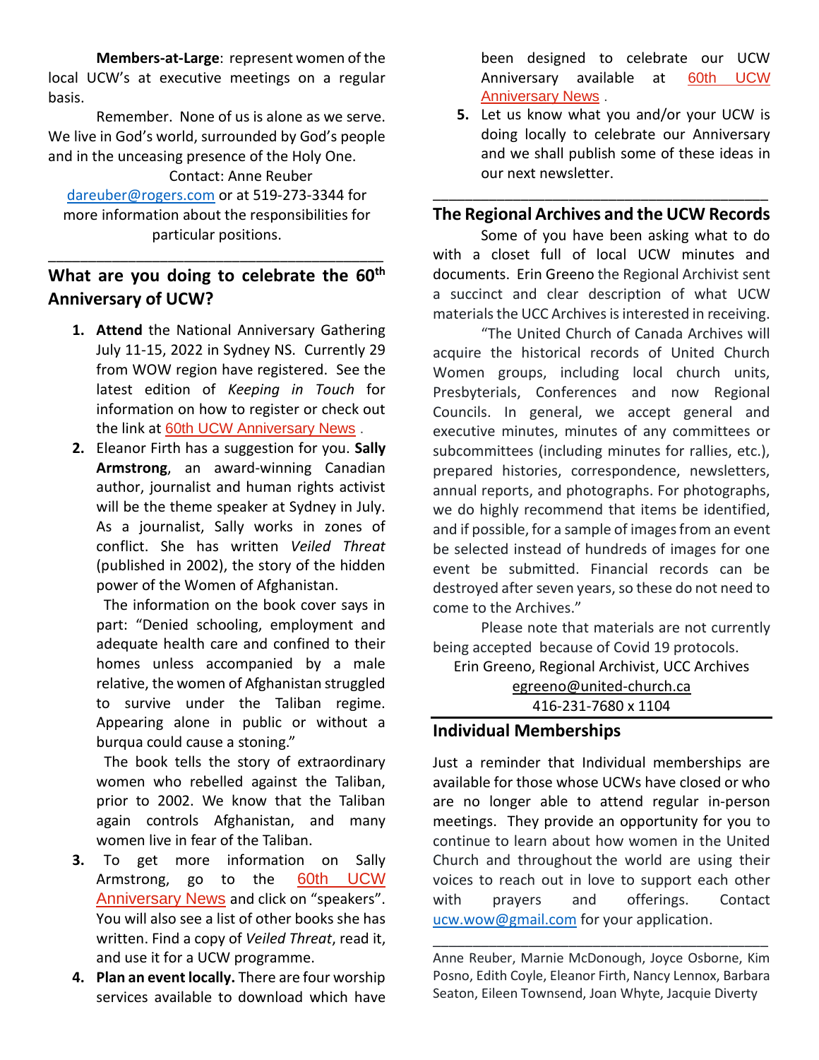**Members-at-Large**: represent women of the local UCW's at executive meetings on a regular basis.

Remember. None of us is alone as we serve. We live in God's world, surrounded by God's people and in the unceasing presence of the Holy One.

Contact: Anne Reuber
dareuber@rogers.com or at 519-273-3344 for more information about the responsibilities for particular positions.

---

## What are you doing to celebrate the 60th Anniversary of UCW?

1. **Attend** the National Anniversary Gathering July 11-15, 2022 in Sydney NS. Currently 29 from WOW region have registered. See the latest edition of *Keeping in Touch* for information on how to register or check out the link at 60th UCW Anniversary News .
2. Eleanor Firth has a suggestion for you. **Sally Armstrong**, an award-winning Canadian author, journalist and human rights activist will be the theme speaker at Sydney in July. As a journalist, Sally works in zones of conflict. She has written *Veiled Threat* (published in 2002), the story of the hidden power of the Women of Afghanistan.

   The information on the book cover says in part: "Denied schooling, employment and adequate health care and confined to their homes unless accompanied by a male relative, the women of Afghanistan struggled to survive under the Taliban regime. Appearing alone in public or without a burqua could cause a stoning."

   The book tells the story of extraordinary women who rebelled against the Taliban, prior to 2002. We know that the Taliban again controls Afghanistan, and many women live in fear of the Taliban.
3. To get more information on Sally Armstrong, go to the 60th UCW Anniversary News and click on "speakers". You will also see a list of other books she has written. Find a copy of *Veiled Threat*, read it, and use it for a UCW programme.
4. **Plan an event locally.** There are four worship services available to download which have been designed to celebrate our UCW Anniversary available at 60th UCW Anniversary News .
5. Let us know what you and/or your UCW is doing locally to celebrate our Anniversary and we shall publish some of these ideas in our next newsletter.

---

## The Regional Archives and the UCW Records

Some of you have been asking what to do with a closet full of local UCW minutes and documents. Erin Greeno the Regional Archivist sent a succinct and clear description of what UCW materials the UCC Archives is interested in receiving.

"The United Church of Canada Archives will acquire the historical records of United Church Women groups, including local church units, Presbyterials, Conferences and now Regional Councils. In general, we accept general and executive minutes, minutes of any committees or subcommittees (including minutes for rallies, etc.), prepared histories, correspondence, newsletters, annual reports, and photographs. For photographs, we do highly recommend that items be identified, and if possible, for a sample of images from an event be selected instead of hundreds of images for one event be submitted. Financial records can be destroyed after seven years, so these do not need to come to the Archives."

Please note that materials are not currently being accepted because of Covid 19 protocols.

Erin Greeno, Regional Archivist, UCC Archives
egreeno@united-church.ca
416-231-7680 x 1104

---

## Individual Memberships

Just a reminder that Individual memberships are available for those whose UCWs have closed or who are no longer able to attend regular in-person meetings. They provide an opportunity for you to continue to learn about how women in the United Church and throughout the world are using their voices to reach out in love to support each other with prayers and offerings. Contact ucw.wow@gmail.com for your application.

---

Anne Reuber, Marnie McDonough, Joyce Osborne, Kim Posno, Edith Coyle, Eleanor Firth, Nancy Lennox, Barbara Seaton, Eileen Townsend, Joan Whyte, Jacquie Diverty